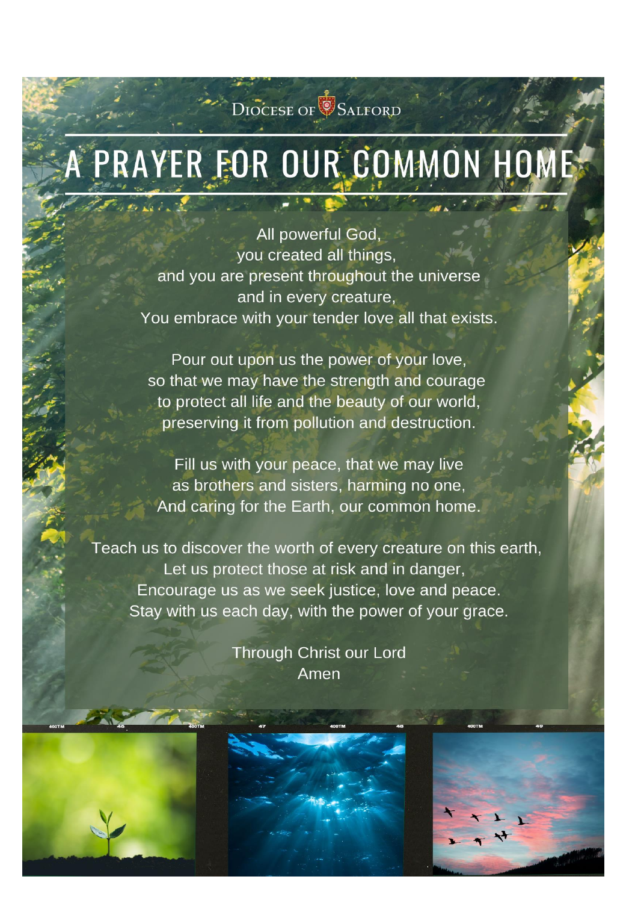Diocese of Salford

# A PRAYER FOR OUR COMMON HOME

All powerful God,
you created all things,
and you are present throughout the universe
and in every creature,
You embrace with your tender love all that exists.

Pour out upon us the power of your love,
so that we may have the strength and courage
to protect all life and the beauty of our world,
preserving it from pollution and destruction.

Fill us with your peace, that we may live
as brothers and sisters, harming no one,
And caring for the Earth, our common home.

Teach us to discover the worth of every creature on this earth,
Let us protect those at risk and in danger,
Encourage us as we seek justice, love and peace.
Stay with us each day, with the power of your grace.

Through Christ our Lord
Amen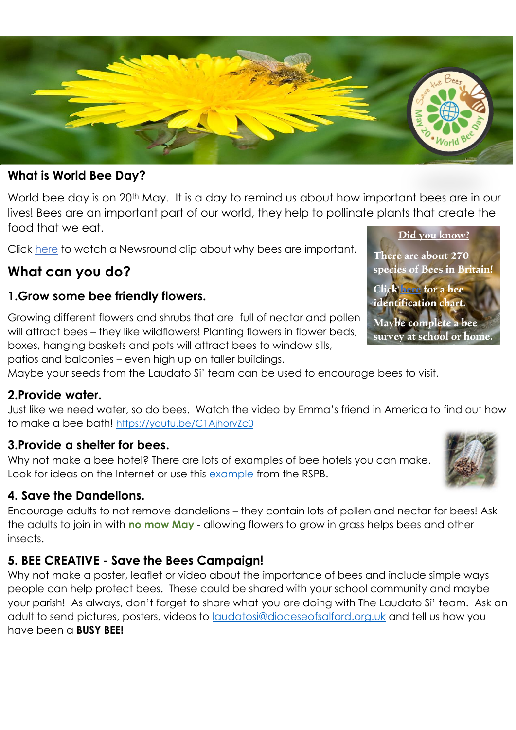## What is World Bee Day?

World bee day is on 20th May. It is a day to remind us about how important bees are in our lives! Bees are an important part of our world, they help to pollinate plants that create the food that we eat.

Click here to watch a Newsround clip about why bees are important.

**Did you know?**

**There are about 270 species of Bees in Britain!**

**Click here for a bee identification chart.**

**Maybe complete a bee survey at school or home.**

## What can you do?

### 1.Grow some bee friendly flowers.

Growing different flowers and shrubs that are full of nectar and pollen will attract bees – they like wildflowers! Planting flowers in flower beds, boxes, hanging baskets and pots will attract bees to window sills, patios and balconies – even high up on taller buildings.

Maybe your seeds from the Laudato Si' team can be used to encourage bees to visit.

### 2.Provide water.

Just like we need water, so do bees. Watch the video by Emma's friend in America to find out how to make a bee bath! https://youtu.be/C1AjhorvZc0

### 3.Provide a shelter for bees.

Why not make a bee hotel? There are lots of examples of bee hotels you can make. Look for ideas on the Internet or use this example from the RSPB.

### 4. Save the Dandelions.

Encourage adults to not remove dandelions – they contain lots of pollen and nectar for bees! Ask the adults to join in with **no mow May** - allowing flowers to grow in grass helps bees and other insects.

### 5. BEE CREATIVE - Save the Bees Campaign!

Why not make a poster, leaflet or video about the importance of bees and include simple ways people can help protect bees. These could be shared with your school community and maybe your parish! As always, don't forget to share what you are doing with The Laudato Si' team. Ask an adult to send pictures, posters, videos to laudatosi@dioceseofsalford.org.uk and tell us how you have been a **BUSY BEE!**